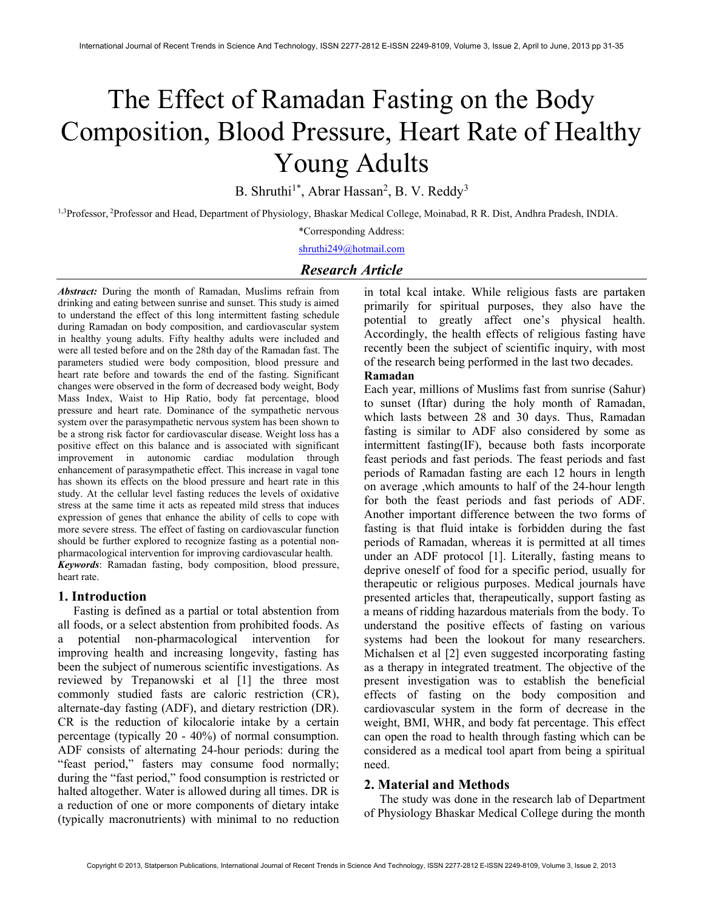# The Effect of Ramadan Fasting on the Body Composition, Blood Pressure, Heart Rate of Healthy Young Adults

B. Shruthi[1*], Abrar Hassan[2], B. V. Reddy[3]

[1,3]Professor, [2]Professor and Head, Department of Physiology, Bhaskar Medical College, Moinabad, R R. Dist, Andhra Pradesh, INDIA.

*Corresponding Address:

shruthi249@hotmail.com

## *Research Article*

***Abstract:*** During the month of Ramadan, Muslims refrain from drinking and eating between sunrise and sunset. This study is aimed to understand the effect of this long intermittent fasting schedule during Ramadan on body composition, and cardiovascular system in healthy young adults. Fifty healthy adults were included and were all tested before and on the 28th day of the Ramadan fast. The parameters studied were body composition, blood pressure and heart rate before and towards the end of the fasting. Significant changes were observed in the form of decreased body weight, Body Mass Index, Waist to Hip Ratio, body fat percentage, blood pressure and heart rate. Dominance of the sympathetic nervous system over the parasympathetic nervous system has been shown to be a strong risk factor for cardiovascular disease. Weight loss has a positive effect on this balance and is associated with significant improvement in autonomic cardiac modulation through enhancement of parasympathetic effect. This increase in vagal tone has shown its effects on the blood pressure and heart rate in this study. At the cellular level fasting reduces the levels of oxidative stress at the same time it acts as repeated mild stress that induces expression of genes that enhance the ability of cells to cope with more severe stress. The effect of fasting on cardiovascular function should be further explored to recognize fasting as a potential non-pharmacological intervention for improving cardiovascular health.

***Keywords***: Ramadan fasting, body composition, blood pressure, heart rate.

## 1. Introduction

Fasting is defined as a partial or total abstention from all foods, or a select abstention from prohibited foods. As a potential non-pharmacological intervention for improving health and increasing longevity, fasting has been the subject of numerous scientific investigations. As reviewed by Trepanowski et al [1] the three most commonly studied fasts are caloric restriction (CR), alternate-day fasting (ADF), and dietary restriction (DR). CR is the reduction of kilocalorie intake by a certain percentage (typically 20 - 40%) of normal consumption. ADF consists of alternating 24-hour periods: during the "feast period," fasters may consume food normally; during the "fast period," food consumption is restricted or halted altogether. Water is allowed during all times. DR is a reduction of one or more components of dietary intake (typically macronutrients) with minimal to no reduction in total kcal intake. While religious fasts are partaken primarily for spiritual purposes, they also have the potential to greatly affect one's physical health. Accordingly, the health effects of religious fasting have recently been the subject of scientific inquiry, with most of the research being performed in the last two decades.

**Ramadan**

Each year, millions of Muslims fast from sunrise (Sahur) to sunset (Iftar) during the holy month of Ramadan, which lasts between 28 and 30 days. Thus, Ramadan fasting is similar to ADF also considered by some as intermittent fasting(IF), because both fasts incorporate feast periods and fast periods. The feast periods and fast periods of Ramadan fasting are each 12 hours in length on average ,which amounts to half of the 24-hour length for both the feast periods and fast periods of ADF. Another important difference between the two forms of fasting is that fluid intake is forbidden during the fast periods of Ramadan, whereas it is permitted at all times under an ADF protocol [1]. Literally, fasting means to deprive oneself of food for a specific period, usually for therapeutic or religious purposes. Medical journals have presented articles that, therapeutically, support fasting as a means of ridding hazardous materials from the body. To understand the positive effects of fasting on various systems had been the lookout for many researchers. Michalsen et al [2] even suggested incorporating fasting as a therapy in integrated treatment. The objective of the present investigation was to establish the beneficial effects of fasting on the body composition and cardiovascular system in the form of decrease in the weight, BMI, WHR, and body fat percentage. This effect can open the road to health through fasting which can be considered as a medical tool apart from being a spiritual need.

## 2. Material and Methods

The study was done in the research lab of Department of Physiology Bhaskar Medical College during the month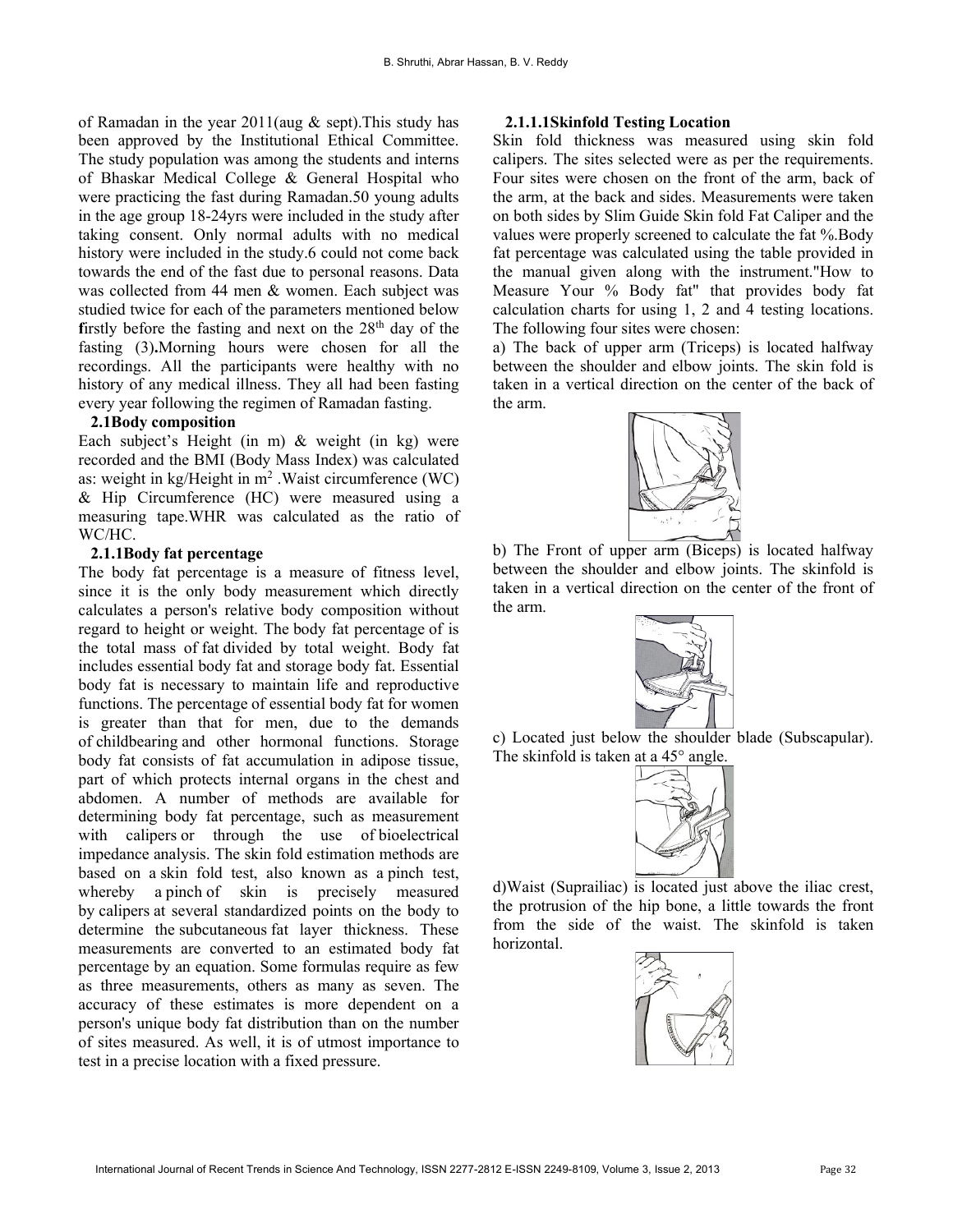of Ramadan in the year 2011(aug & sept).This study has been approved by the Institutional Ethical Committee. The study population was among the students and interns of Bhaskar Medical College & General Hospital who were practicing the fast during Ramadan.50 young adults in the age group 18-24yrs were included in the study after taking consent. Only normal adults with no medical history were included in the study.6 could not come back towards the end of the fast due to personal reasons. Data was collected from 44 men & women. Each subject was studied twice for each of the parameters mentioned below **f**irstly before the fasting and next on the 28th day of the fasting (3)**.**Morning hours were chosen for all the recordings. All the participants were healthy with no history of any medical illness. They all had been fasting every year following the regimen of Ramadan fasting.

### 2.1Body composition

Each subject's Height (in m) & weight (in kg) were recorded and the BMI (Body Mass Index) was calculated as: weight in kg/Height in $m^2$ .Waist circumference (WC) & Hip Circumference (HC) were measured using a measuring tape.WHR was calculated as the ratio of WC/HC.

#### 2.1.1Body fat percentage

The body fat percentage is a measure of fitness level, since it is the only body measurement which directly calculates a person's relative body composition without regard to height or weight. The body fat percentage of is the total mass of fat divided by total weight. Body fat includes essential body fat and storage body fat. Essential body fat is necessary to maintain life and reproductive functions. The percentage of essential body fat for women is greater than that for men, due to the demands of childbearing and other hormonal functions. Storage body fat consists of fat accumulation in adipose tissue, part of which protects internal organs in the chest and abdomen. A number of methods are available for determining body fat percentage, such as measurement with calipers or through the use of bioelectrical impedance analysis. The skin fold estimation methods are based on a skin fold test, also known as a pinch test, whereby a pinch of skin is precisely measured by calipers at several standardized points on the body to determine the subcutaneous fat layer thickness. These measurements are converted to an estimated body fat percentage by an equation. Some formulas require as few as three measurements, others as many as seven. The accuracy of these estimates is more dependent on a person's unique body fat distribution than on the number of sites measured. As well, it is of utmost importance to test in a precise location with a fixed pressure.

##### 2.1.1.1Skinfold Testing Location

Skin fold thickness was measured using skin fold calipers. The sites selected were as per the requirements. Four sites were chosen on the front of the arm, back of the arm, at the back and sides. Measurements were taken on both sides by Slim Guide Skin fold Fat Caliper and the values were properly screened to calculate the fat %.Body fat percentage was calculated using the table provided in the manual given along with the instrument."How to Measure Your % Body fat" that provides body fat calculation charts for using 1, 2 and 4 testing locations. The following four sites were chosen:

a) The back of upper arm (Triceps) is located halfway between the shoulder and elbow joints. The skin fold is taken in a vertical direction on the center of the back of the arm.

b) The Front of upper arm (Biceps) is located halfway between the shoulder and elbow joints. The skinfold is taken in a vertical direction on the center of the front of the arm.

c) Located just below the shoulder blade (Subscapular). The skinfold is taken at a 45° angle.

d)Waist (Suprailiac) is located just above the iliac crest, the protrusion of the hip bone, a little towards the front from the side of the waist. The skinfold is taken horizontal.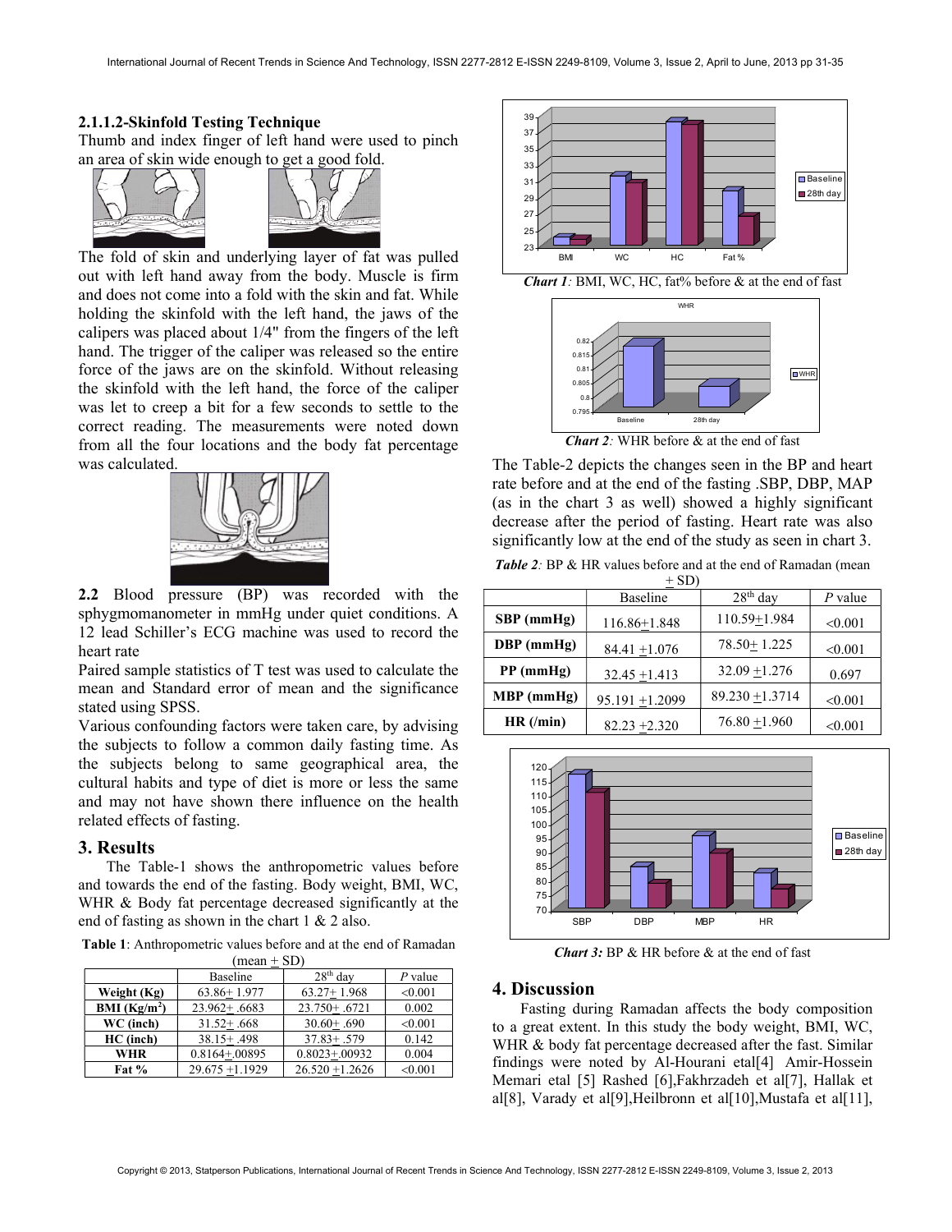#### 2.1.1.2-Skinfold Testing Technique

Thumb and index finger of left hand were used to pinch an area of skin wide enough to get a good fold.

The fold of skin and underlying layer of fat was pulled out with left hand away from the body. Muscle is firm and does not come into a fold with the skin and fat. While holding the skinfold with the left hand, the jaws of the calipers was placed about 1/4" from the fingers of the left hand. The trigger of the caliper was released so the entire force of the jaws are on the skinfold. Without releasing the skinfold with the left hand, the force of the caliper was let to creep a bit for a few seconds to settle to the correct reading. The measurements were noted down from all the four locations and the body fat percentage was calculated.

**2.2** Blood pressure (BP) was recorded with the sphygmomanometer in mmHg under quiet conditions. A 12 lead Schiller's ECG machine was used to record the heart rate

Paired sample statistics of T test was used to calculate the mean and Standard error of mean and the significance stated using SPSS.

Various confounding factors were taken care, by advising the subjects to follow a common daily fasting time. As the subjects belong to same geographical area, the cultural habits and type of diet is more or less the same and may not have shown there influence on the health related effects of fasting.

## 3. Results

The Table-1 shows the anthropometric values before and towards the end of the fasting. Body weight, BMI, WC, WHR & Body fat percentage decreased significantly at the end of fasting as shown in the chart 1 & 2 also.

**Table 1**: Anthropometric values before and at the end of Ramadan (mean + SD)

| | Baseline | 28th day | *P* value |
|---|---|---|---|
| **Weight (Kg)** | 63.86+ 1.977 | 63.27+ 1.968 | <0.001 |
| **BMI (Kg/m$^2$)** | 23.962+ .6683 | 23.750+ .6721 | 0.002 |
| **WC (inch)** | 31.52+ .668 | 30.60+ .690 | <0.001 |
| **HC (inch)** | 38.15+ .498 | 37.83+ .579 | 0.142 |
| **WHR** | 0.8164+.00895 | 0.8023+.00932 | 0.004 |
| **Fat %** | 29.675 +1.1929 | 26.520 +1.2626 | <0.001 |

***Chart 1:*** BMI, WC, HC, fat% before & at the end of fast

***Chart 2:*** WHR before & at the end of fast

The Table-2 depicts the changes seen in the BP and heart rate before and at the end of the fasting .SBP, DBP, MAP (as in the chart 3 as well) showed a highly significant decrease after the period of fasting. Heart rate was also significantly low at the end of the study as seen in chart 3.

***Table 2:*** BP & HR values before and at the end of Ramadan (mean + SD)

| | Baseline | 28th day | *P* value |
|---|---|---|---|
| **SBP (mmHg)** | 116.86+1.848 | 110.59+1.984 | <0.001 |
| **DBP (mmHg)** | 84.41 +1.076 | 78.50+ 1.225 | <0.001 |
| **PP (mmHg)** | 32.45 +1.413 | 32.09 +1.276 | 0.697 |
| **MBP (mmHg)** | 95.191 +1.2099 | 89.230 +1.3714 | <0.001 |
| **HR (/min)** | 82.23 +2.320 | 76.80 +1.960 | <0.001 |

***Chart 3:*** BP & HR before & at the end of fast

## 4. Discussion

Fasting during Ramadan affects the body composition to a great extent. In this study the body weight, BMI, WC, WHR & body fat percentage decreased after the fast. Similar findings were noted by Al-Hourani etal[4] Amir-Hossein Memari etal [5] Rashed [6],Fakhrzadeh et al[7], Hallak et al[8], Varady et al[9],Heilbronn et al[10],Mustafa et al[11],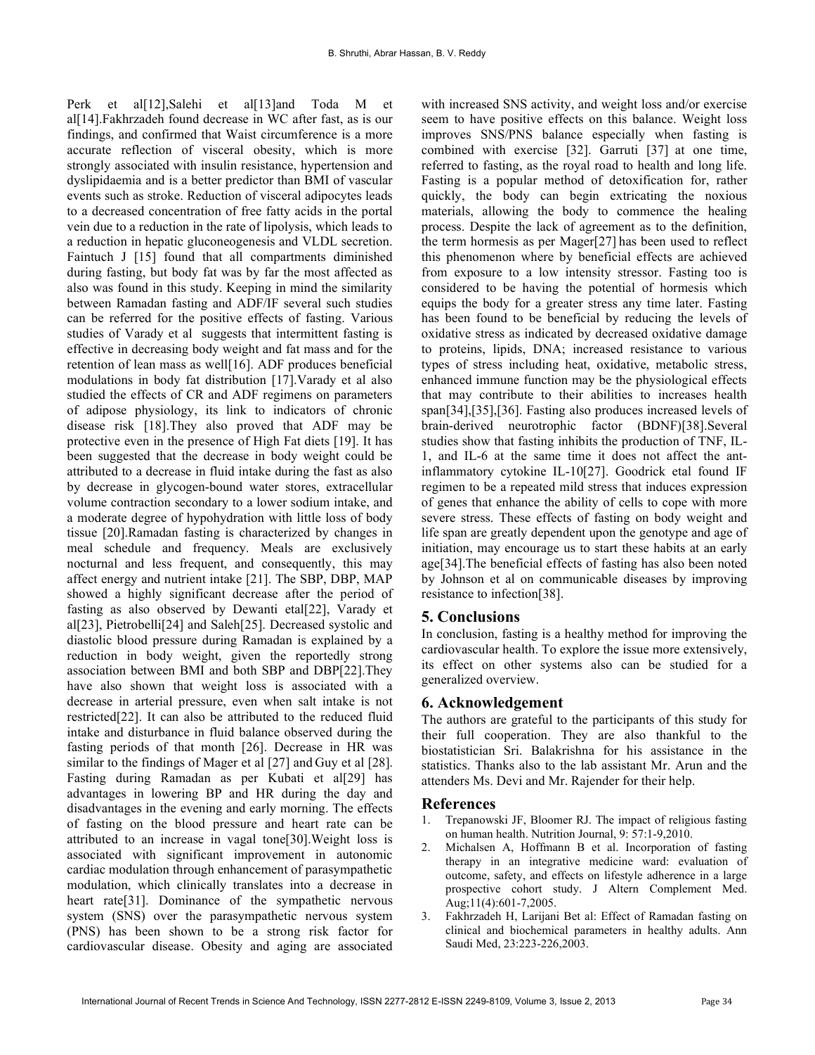Perk et al[12],Salehi et al[13]and Toda M et al[14].Fakhrzadeh found decrease in WC after fast, as is our findings, and confirmed that Waist circumference is a more accurate reflection of visceral obesity, which is more strongly associated with insulin resistance, hypertension and dyslipidaemia and is a better predictor than BMI of vascular events such as stroke. Reduction of visceral adipocytes leads to a decreased concentration of free fatty acids in the portal vein due to a reduction in the rate of lipolysis, which leads to a reduction in hepatic gluconeogenesis and VLDL secretion. Faintuch J [15] found that all compartments diminished during fasting, but body fat was by far the most affected as also was found in this study. Keeping in mind the similarity between Ramadan fasting and ADF/IF several such studies can be referred for the positive effects of fasting. Various studies of Varady et al suggests that intermittent fasting is effective in decreasing body weight and fat mass and for the retention of lean mass as well[16]. ADF produces beneficial modulations in body fat distribution [17].Varady et al also studied the effects of CR and ADF regimens on parameters of adipose physiology, its link to indicators of chronic disease risk [18].They also proved that ADF may be protective even in the presence of High Fat diets [19]. It has been suggested that the decrease in body weight could be attributed to a decrease in fluid intake during the fast as also by decrease in glycogen-bound water stores, extracellular volume contraction secondary to a lower sodium intake, and a moderate degree of hypohydration with little loss of body tissue [20].Ramadan fasting is characterized by changes in meal schedule and frequency. Meals are exclusively nocturnal and less frequent, and consequently, this may affect energy and nutrient intake [21]. The SBP, DBP, MAP showed a highly significant decrease after the period of fasting as also observed by Dewanti etal[22], Varady et al[23], Pietrobelli[24] and Saleh[25]. Decreased systolic and diastolic blood pressure during Ramadan is explained by a reduction in body weight, given the reportedly strong association between BMI and both SBP and DBP[22].They have also shown that weight loss is associated with a decrease in arterial pressure, even when salt intake is not restricted[22]. It can also be attributed to the reduced fluid intake and disturbance in fluid balance observed during the fasting periods of that month [26]. Decrease in HR was similar to the findings of Mager et al [27] and Guy et al [28]. Fasting during Ramadan as per Kubati et al[29] has advantages in lowering BP and HR during the day and disadvantages in the evening and early morning. The effects of fasting on the blood pressure and heart rate can be attributed to an increase in vagal tone[30].Weight loss is associated with significant improvement in autonomic cardiac modulation through enhancement of parasympathetic modulation, which clinically translates into a decrease in heart rate[31]. Dominance of the sympathetic nervous system (SNS) over the parasympathetic nervous system (PNS) has been shown to be a strong risk factor for cardiovascular disease. Obesity and aging are associated with increased SNS activity, and weight loss and/or exercise seem to have positive effects on this balance. Weight loss improves SNS/PNS balance especially when fasting is combined with exercise [32]. Garruti [37] at one time, referred to fasting, as the royal road to health and long life. Fasting is a popular method of detoxification for, rather quickly, the body can begin extricating the noxious materials, allowing the body to commence the healing process. Despite the lack of agreement as to the definition, the term hormesis as per Mager[27] has been used to reflect this phenomenon where by beneficial effects are achieved from exposure to a low intensity stressor. Fasting too is considered to be having the potential of hormesis which equips the body for a greater stress any time later. Fasting has been found to be beneficial by reducing the levels of oxidative stress as indicated by decreased oxidative damage to proteins, lipids, DNA; increased resistance to various types of stress including heat, oxidative, metabolic stress, enhanced immune function may be the physiological effects that may contribute to their abilities to increases health span[34],[35],[36]. Fasting also produces increased levels of brain-derived neurotrophic factor (BDNF)[38].Several studies show that fasting inhibits the production of TNF, IL-1, and IL-6 at the same time it does not affect the ant-inflammatory cytokine IL-10[27]. Goodrick etal found IF regimen to be a repeated mild stress that induces expression of genes that enhance the ability of cells to cope with more severe stress. These effects of fasting on body weight and life span are greatly dependent upon the genotype and age of initiation, may encourage us to start these habits at an early age[34].The beneficial effects of fasting has also been noted by Johnson et al on communicable diseases by improving resistance to infection[38].

## 5. Conclusions

In conclusion, fasting is a healthy method for improving the cardiovascular health. To explore the issue more extensively, its effect on other systems also can be studied for a generalized overview.

## 6. Acknowledgement

The authors are grateful to the participants of this study for their full cooperation. They are also thankful to the biostatistician Sri. Balakrishna for his assistance in the statistics. Thanks also to the lab assistant Mr. Arun and the attenders Ms. Devi and Mr. Rajender for their help.

## References

1. Trepanowski JF, Bloomer RJ. The impact of religious fasting on human health. Nutrition Journal, 9: 57:1-9,2010.
2. Michalsen A, Hoffmann B et al. Incorporation of fasting therapy in an integrative medicine ward: evaluation of outcome, safety, and effects on lifestyle adherence in a large prospective cohort study. J Altern Complement Med. Aug;11(4):601-7,2005.
3. Fakhrzadeh H, Larijani Bet al: Effect of Ramadan fasting on clinical and biochemical parameters in healthy adults. Ann Saudi Med, 23:223-226,2003.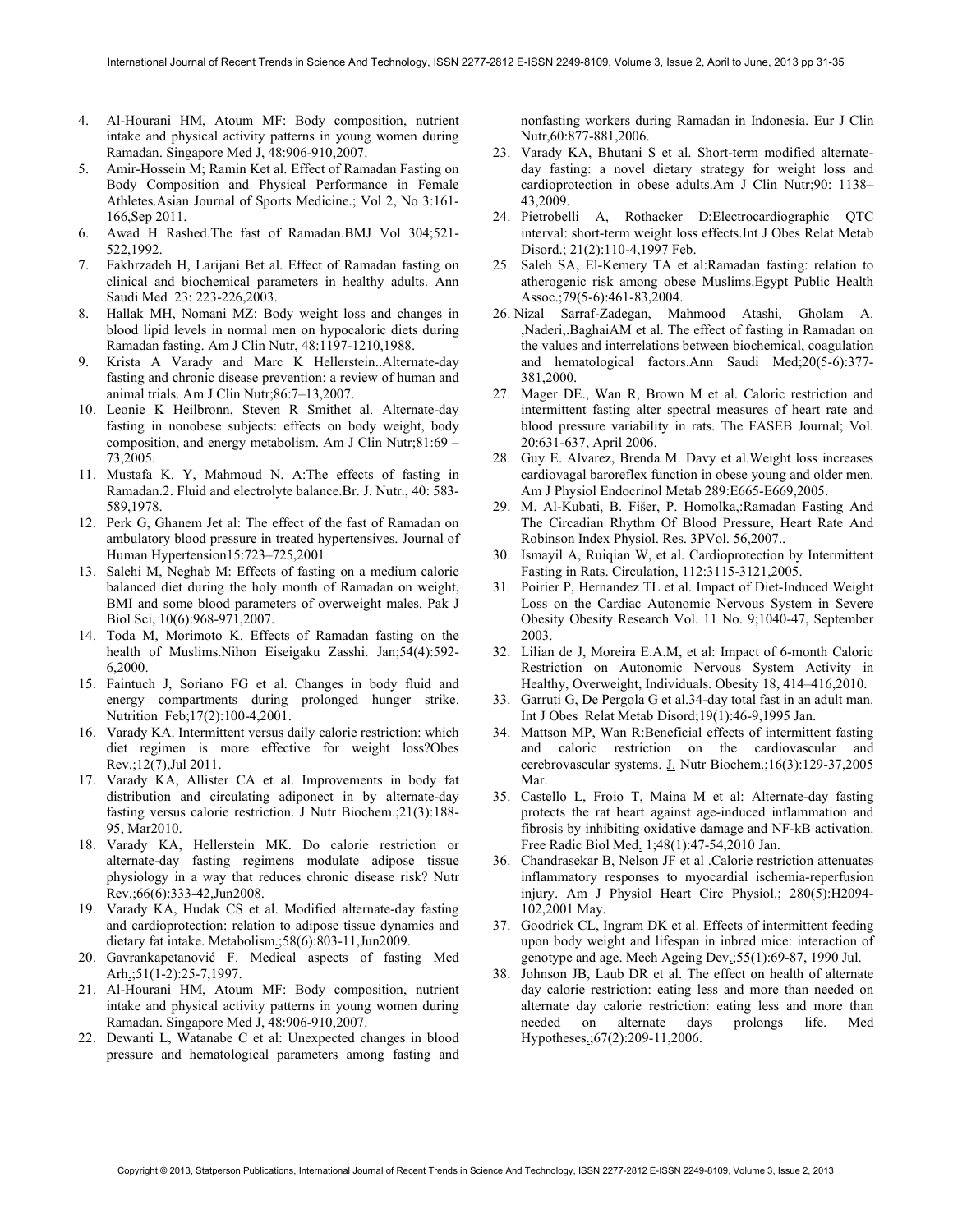4. Al-Hourani HM, Atoum MF: Body composition, nutrient intake and physical activity patterns in young women during Ramadan. Singapore Med J, 48:906-910,2007.
5. Amir-Hossein M; Ramin Ket al. Effect of Ramadan Fasting on Body Composition and Physical Performance in Female Athletes.Asian Journal of Sports Medicine.; Vol 2, No 3:161-166,Sep 2011.
6. Awad H Rashed.The fast of Ramadan.BMJ Vol 304;521-522,1992.
7. Fakhrzadeh H, Larijani Bet al. Effect of Ramadan fasting on clinical and biochemical parameters in healthy adults. Ann Saudi Med 23: 223-226,2003.
8. Hallak MH, Nomani MZ: Body weight loss and changes in blood lipid levels in normal men on hypocaloric diets during Ramadan fasting. Am J Clin Nutr, 48:1197-1210,1988.
9. Krista A Varady and Marc K Hellerstein..Alternate-day fasting and chronic disease prevention: a review of human and animal trials. Am J Clin Nutr;86:7–13,2007.
10. Leonie K Heilbronn, Steven R Smithet al. Alternate-day fasting in nonobese subjects: effects on body weight, body composition, and energy metabolism. Am J Clin Nutr;81:69 – 73,2005.
11. Mustafa K. Y, Mahmoud N. A:The effects of fasting in Ramadan.2. Fluid and electrolyte balance.Br. J. Nutr., 40: 583-589,1978.
12. Perk G, Ghanem Jet al: The effect of the fast of Ramadan on ambulatory blood pressure in treated hypertensives. Journal of Human Hypertension15:723–725,2001
13. Salehi M, Neghab M: Effects of fasting on a medium calorie balanced diet during the holy month of Ramadan on weight, BMI and some blood parameters of overweight males. Pak J Biol Sci, 10(6):968-971,2007.
14. Toda M, Morimoto K. Effects of Ramadan fasting on the health of Muslims.Nihon Eiseigaku Zasshi. Jan;54(4):592-6,2000.
15. Faintuch J, Soriano FG et al. Changes in body fluid and energy compartments during prolonged hunger strike. Nutrition Feb;17(2):100-4,2001.
16. Varady KA. Intermittent versus daily calorie restriction: which diet regimen is more effective for weight loss?Obes Rev.;12(7),Jul 2011.
17. Varady KA, Allister CA et al. Improvements in body fat distribution and circulating adiponect in by alternate-day fasting versus calorie restriction. J Nutr Biochem.;21(3):188-95, Mar2010.
18. Varady KA, Hellerstein MK. Do calorie restriction or alternate-day fasting regimens modulate adipose tissue physiology in a way that reduces chronic disease risk? Nutr Rev.;66(6):333-42,Jun2008.
19. Varady KA, Hudak CS et al. Modified alternate-day fasting and cardioprotection: relation to adipose tissue dynamics and dietary fat intake. Metabolism.;58(6):803-11,Jun2009.
20. Gavrankapetanović F. Medical aspects of fasting Med Arh.;51(1-2):25-7,1997.
21. Al-Hourani HM, Atoum MF: Body composition, nutrient intake and physical activity patterns in young women during Ramadan. Singapore Med J, 48:906-910,2007.
22. Dewanti L, Watanabe C et al: Unexpected changes in blood pressure and hematological parameters among fasting and nonfasting workers during Ramadan in Indonesia. Eur J Clin Nutr,60:877-881,2006.
23. Varady KA, Bhutani S et al. Short-term modified alternate-day fasting: a novel dietary strategy for weight loss and cardioprotection in obese adults.Am J Clin Nutr;90: 1138–43,2009.
24. Pietrobelli A, Rothacker D:Electrocardiographic QTC interval: short-term weight loss effects.Int J Obes Relat Metab Disord.; 21(2):110-4,1997 Feb.
25. Saleh SA, El-Kemery TA et al:Ramadan fasting: relation to atherogenic risk among obese Muslims.Egypt Public Health Assoc.;79(5-6):461-83,2004.
26. Nizal Sarraf-Zadegan, Mahmood Atashi, Gholam A. ,Naderi,.BaghaiAM et al. The effect of fasting in Ramadan on the values and interrelations between biochemical, coagulation and hematological factors.Ann Saudi Med;20(5-6):377-381,2000.
27. Mager DE., Wan R, Brown M et al. Caloric restriction and intermittent fasting alter spectral measures of heart rate and blood pressure variability in rats. The FASEB Journal; Vol. 20:631-637, April 2006.
28. Guy E. Alvarez, Brenda M. Davy et al.Weight loss increases cardiovagal baroreflex function in obese young and older men. Am J Physiol Endocrinol Metab 289:E665-E669,2005.
29. M. Al-Kubati, B. Fišer, P. Homolka,:Ramadan Fasting And The Circadian Rhythm Of Blood Pressure, Heart Rate And Robinson Index Physiol. Res. 3PVol. 56,2007..
30. Ismayil A, Ruiqian W, et al. Cardioprotection by Intermittent Fasting in Rats. Circulation, 112:3115-3121,2005.
31. Poirier P, Hernandez TL et al. Impact of Diet-Induced Weight Loss on the Cardiac Autonomic Nervous System in Severe Obesity Obesity Research Vol. 11 No. 9;1040-47, September 2003.
32. Lilian de J, Moreira E.A.M, et al: Impact of 6-month Caloric Restriction on Autonomic Nervous System Activity in Healthy, Overweight, Individuals. Obesity 18, 414–416,2010.
33. Garruti G, De Pergola G et al.34-day total fast in an adult man. Int J Obes Relat Metab Disord;19(1):46-9,1995 Jan.
34. Mattson MP, Wan R:Beneficial effects of intermittent fasting and caloric restriction on the cardiovascular and cerebrovascular systems. J. Nutr Biochem.;16(3):129-37,2005 Mar.
35. Castello L, Froio T, Maina M et al: Alternate-day fasting protects the rat heart against age-induced inflammation and fibrosis by inhibiting oxidative damage and NF-kB activation. Free Radic Biol Med. 1;48(1):47-54,2010 Jan.
36. Chandrasekar B, Nelson JF et al .Calorie restriction attenuates inflammatory responses to myocardial ischemia-reperfusion injury. Am J Physiol Heart Circ Physiol.; 280(5):H2094-102,2001 May.
37. Goodrick CL, Ingram DK et al. Effects of intermittent feeding upon body weight and lifespan in inbred mice: interaction of genotype and age. Mech Ageing Dev.;55(1):69-87, 1990 Jul.
38. Johnson JB, Laub DR et al. The effect on health of alternate day calorie restriction: eating less and more than needed on alternate day calorie restriction: eating less and more than needed on alternate days prolongs life. Med Hypotheses.;67(2):209-11,2006.